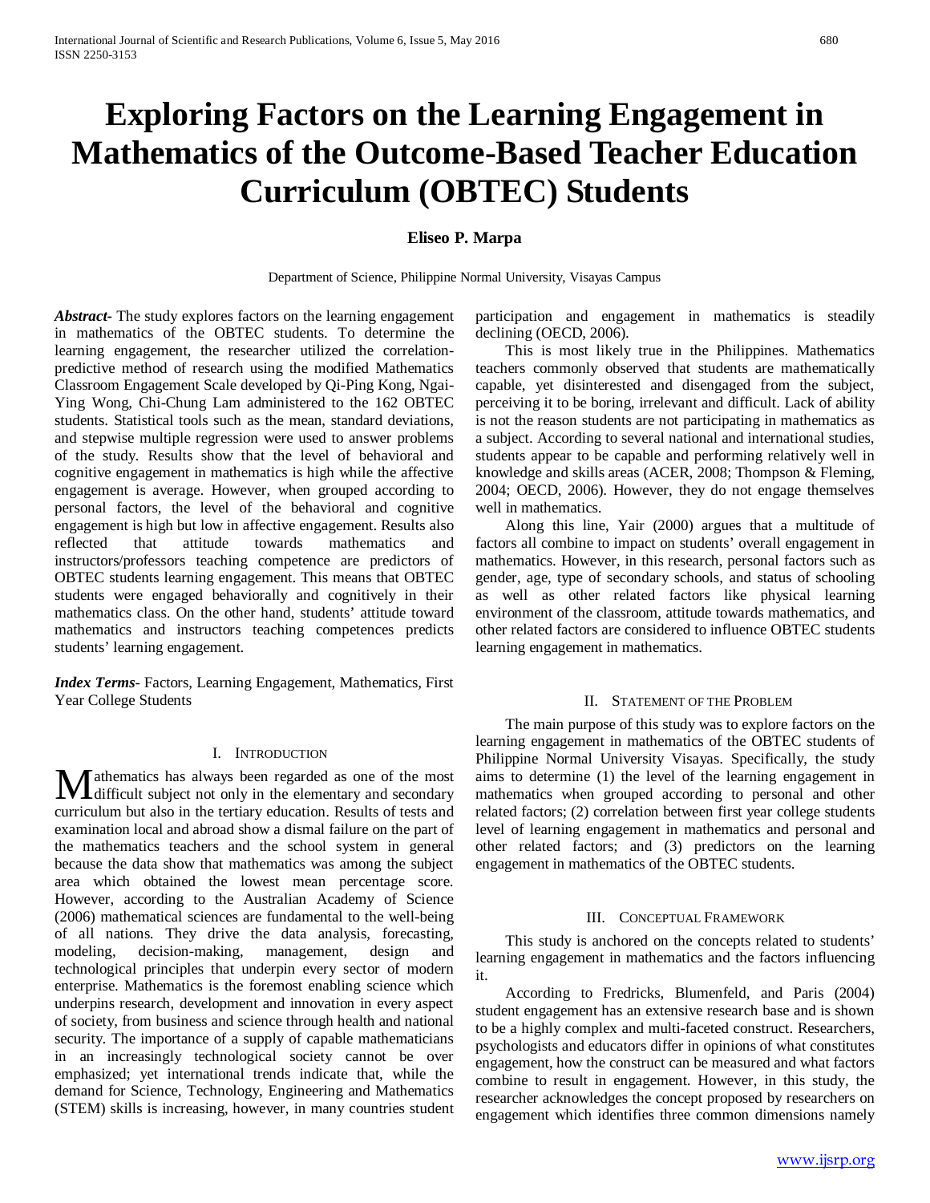# Exploring Factors on the Learning Engagement in Mathematics of the Outcome-Based Teacher Education Curriculum (OBTEC) Students

**Eliseo P. Marpa**

Department of Science, Philippine Normal University, Visayas Campus

***Abstract-*** The study explores factors on the learning engagement in mathematics of the OBTEC students. To determine the learning engagement, the researcher utilized the correlation-predictive method of research using the modified Mathematics Classroom Engagement Scale developed by Qi-Ping Kong, Ngai-Ying Wong, Chi-Chung Lam administered to the 162 OBTEC students. Statistical tools such as the mean, standard deviations, and stepwise multiple regression were used to answer problems of the study. Results show that the level of behavioral and cognitive engagement in mathematics is high while the affective engagement is average. However, when grouped according to personal factors, the level of the behavioral and cognitive engagement is high but low in affective engagement. Results also reflected that attitude towards mathematics and instructors/professors teaching competence are predictors of OBTEC students learning engagement. This means that OBTEC students were engaged behaviorally and cognitively in their mathematics class. On the other hand, students' attitude toward mathematics and instructors teaching competences predicts students' learning engagement.

***Index Terms***- Factors, Learning Engagement, Mathematics, First Year College Students

## I. Introduction

Mathematics has always been regarded as one of the most difficult subject not only in the elementary and secondary curriculum but also in the tertiary education. Results of tests and examination local and abroad show a dismal failure on the part of the mathematics teachers and the school system in general because the data show that mathematics was among the subject area which obtained the lowest mean percentage score. However, according to the Australian Academy of Science (2006) mathematical sciences are fundamental to the well-being of all nations. They drive the data analysis, forecasting, modeling, decision-making, management, design and technological principles that underpin every sector of modern enterprise. Mathematics is the foremost enabling science which underpins research, development and innovation in every aspect of society, from business and science through health and national security. The importance of a supply of capable mathematicians in an increasingly technological society cannot be over emphasized; yet international trends indicate that, while the demand for Science, Technology, Engineering and Mathematics (STEM) skills is increasing, however, in many countries student participation and engagement in mathematics is steadily declining (OECD, 2006).

This is most likely true in the Philippines. Mathematics teachers commonly observed that students are mathematically capable, yet disinterested and disengaged from the subject, perceiving it to be boring, irrelevant and difficult. Lack of ability is not the reason students are not participating in mathematics as a subject. According to several national and international studies, students appear to be capable and performing relatively well in knowledge and skills areas (ACER, 2008; Thompson & Fleming, 2004; OECD, 2006). However, they do not engage themselves well in mathematics.

Along this line, Yair (2000) argues that a multitude of factors all combine to impact on students' overall engagement in mathematics. However, in this research, personal factors such as gender, age, type of secondary schools, and status of schooling as well as other related factors like physical learning environment of the classroom, attitude towards mathematics, and other related factors are considered to influence OBTEC students learning engagement in mathematics.

## II. Statement of the Problem

The main purpose of this study was to explore factors on the learning engagement in mathematics of the OBTEC students of Philippine Normal University Visayas. Specifically, the study aims to determine (1) the level of the learning engagement in mathematics when grouped according to personal and other related factors; (2) correlation between first year college students level of learning engagement in mathematics and personal and other related factors; and (3) predictors on the learning engagement in mathematics of the OBTEC students.

## III. Conceptual Framework

This study is anchored on the concepts related to students' learning engagement in mathematics and the factors influencing it.

According to Fredricks, Blumenfeld, and Paris (2004) student engagement has an extensive research base and is shown to be a highly complex and multi-faceted construct. Researchers, psychologists and educators differ in opinions of what constitutes engagement, how the construct can be measured and what factors combine to result in engagement. However, in this study, the researcher acknowledges the concept proposed by researchers on engagement which identifies three common dimensions namely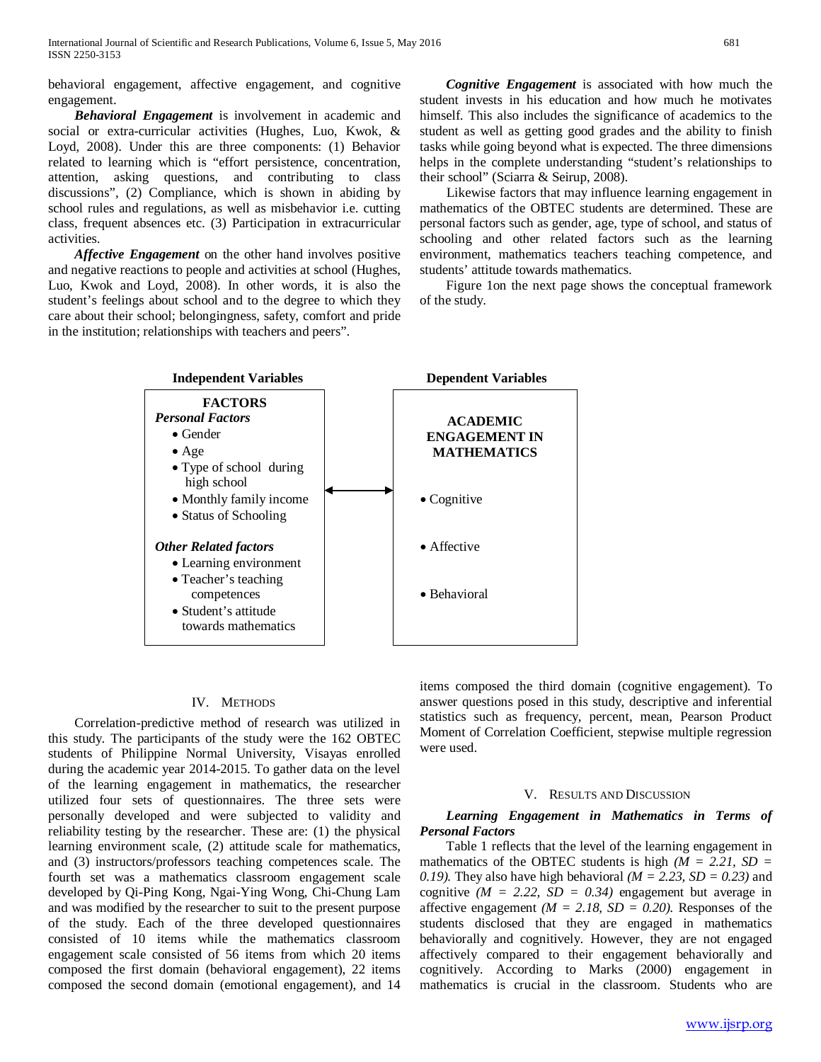behavioral engagement, affective engagement, and cognitive engagement.

***Behavioral Engagement*** is involvement in academic and social or extra-curricular activities (Hughes, Luo, Kwok, & Loyd, 2008). Under this are three components: (1) Behavior related to learning which is "effort persistence, concentration, attention, asking questions, and contributing to class discussions", (2) Compliance, which is shown in abiding by school rules and regulations, as well as misbehavior i.e. cutting class, frequent absences etc. (3) Participation in extracurricular activities.

***Affective Engagement*** on the other hand involves positive and negative reactions to people and activities at school (Hughes, Luo, Kwok and Loyd, 2008). In other words, it is also the student's feelings about school and to the degree to which they care about their school; belongingness, safety, comfort and pride in the institution; relationships with teachers and peers".

***Cognitive Engagement*** is associated with how much the student invests in his education and how much he motivates himself. This also includes the significance of academics to the student as well as getting good grades and the ability to finish tasks while going beyond what is expected. The three dimensions helps in the complete understanding "student's relationships to their school" (Sciarra & Seirup, 2008).

Likewise factors that may influence learning engagement in mathematics of the OBTEC students are determined. These are personal factors such as gender, age, type of school, and status of schooling and other related factors such as the learning environment, mathematics teachers teaching competence, and students' attitude towards mathematics.

Figure 1on the next page shows the conceptual framework of the study.

| Independent Variables | | Dependent Variables |
|---|---|---|
| **FACTORS**<br>***Personal Factors***<br>• Gender<br>• Age<br>• Type of school during high school<br>• Monthly family income<br>• Status of Schooling<br><br>***Other Related factors***<br>• Learning environment<br>• Teacher's teaching competences<br>• Student's attitude towards mathematics | ⟷ | **ACADEMIC ENGAGEMENT IN MATHEMATICS**<br><br>• Cognitive<br><br>• Affective<br><br>• Behavioral |

## IV. Methods

Correlation-predictive method of research was utilized in this study. The participants of the study were the 162 OBTEC students of Philippine Normal University, Visayas enrolled during the academic year 2014-2015. To gather data on the level of the learning engagement in mathematics, the researcher utilized four sets of questionnaires. The three sets were personally developed and were subjected to validity and reliability testing by the researcher. These are: (1) the physical learning environment scale, (2) attitude scale for mathematics, and (3) instructors/professors teaching competences scale. The fourth set was a mathematics classroom engagement scale developed by Qi-Ping Kong, Ngai-Ying Wong, Chi-Chung Lam and was modified by the researcher to suit to the present purpose of the study. Each of the three developed questionnaires consisted of 10 items while the mathematics classroom engagement scale consisted of 56 items from which 20 items composed the first domain (behavioral engagement), 22 items composed the second domain (emotional engagement), and 14 items composed the third domain (cognitive engagement). To answer questions posed in this study, descriptive and inferential statistics such as frequency, percent, mean, Pearson Product Moment of Correlation Coefficient, stepwise multiple regression were used.

## V. Results and Discussion

### *Learning Engagement in Mathematics in Terms of Personal Factors*

Table 1 reflects that the level of the learning engagement in mathematics of the OBTEC students is high *($M = 2.21$, $SD = 0.19$).* They also have high behavioral *($M = 2.23$, $SD = 0.23$)* and cognitive *($M = 2.22$, $SD = 0.34$)* engagement but average in affective engagement *($M = 2.18$, $SD = 0.20$).* Responses of the students disclosed that they are engaged in mathematics behaviorally and cognitively. However, they are not engaged affectively compared to their engagement behaviorally and cognitively. According to Marks (2000) engagement in mathematics is crucial in the classroom. Students who are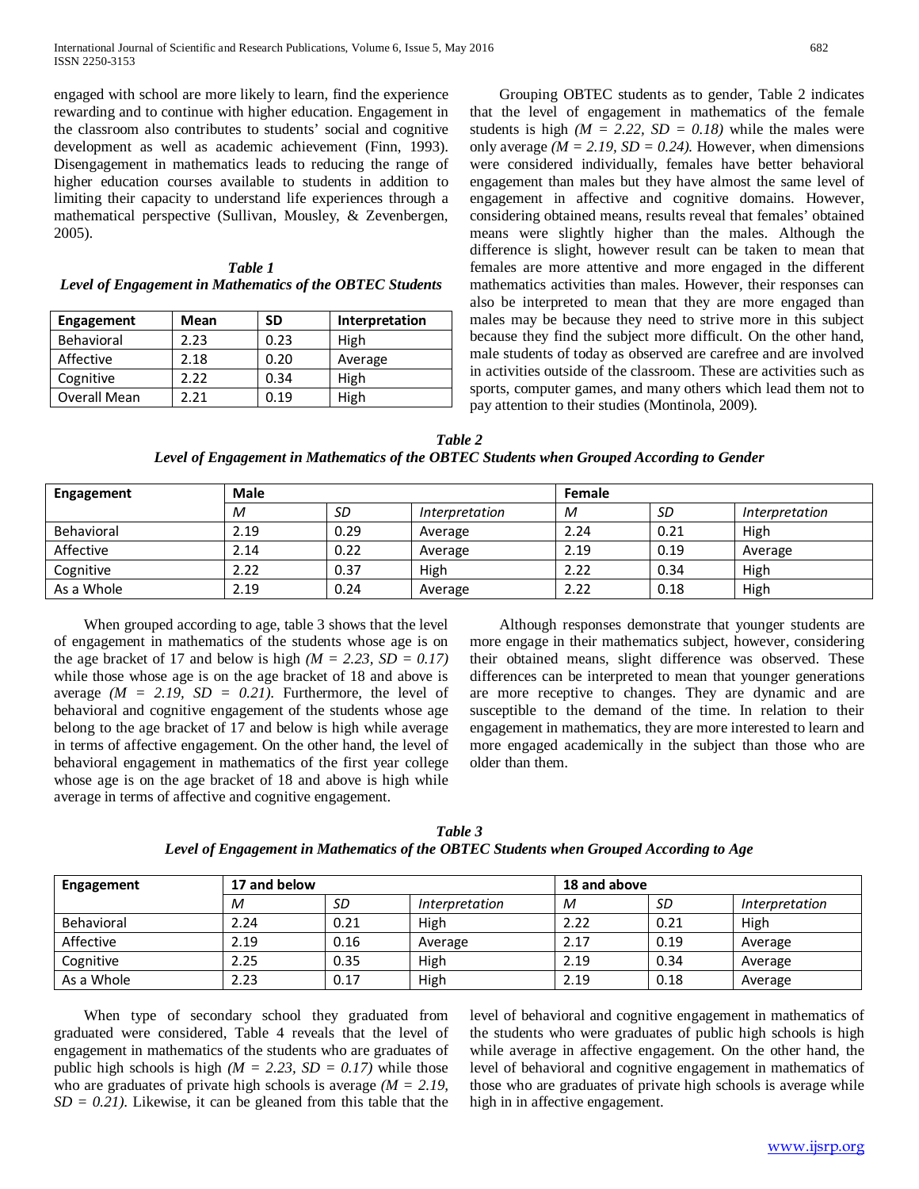engaged with school are more likely to learn, find the experience rewarding and to continue with higher education. Engagement in the classroom also contributes to students' social and cognitive development as well as academic achievement (Finn, 1993). Disengagement in mathematics leads to reducing the range of higher education courses available to students in addition to limiting their capacity to understand life experiences through a mathematical perspective (Sullivan, Mousley, & Zevenbergen, 2005).

***Table 1***
***Level of Engagement in Mathematics of the OBTEC Students***

| Engagement | Mean | SD | Interpretation |
|---|---|---|---|
| Behavioral | 2.23 | 0.23 | High |
| Affective | 2.18 | 0.20 | Average |
| Cognitive | 2.22 | 0.34 | High |
| Overall Mean | 2.21 | 0.19 | High |

Grouping OBTEC students as to gender, Table 2 indicates that the level of engagement in mathematics of the female students is high *(M = 2.22, SD = 0.18)* while the males were only average *(M = 2.19, SD = 0.24).* However, when dimensions were considered individually, females have better behavioral engagement than males but they have almost the same level of engagement in affective and cognitive domains. However, considering obtained means, results reveal that females' obtained means were slightly higher than the males. Although the difference is slight, however result can be taken to mean that females are more attentive and more engaged in the different mathematics activities than males. However, their responses can also be interpreted to mean that they are more engaged than males may be because they need to strive more in this subject because they find the subject more difficult. On the other hand, male students of today as observed are carefree and are involved in activities outside of the classroom. These are activities such as sports, computer games, and many others which lead them not to pay attention to their studies (Montinola, 2009).

***Table 2***
***Level of Engagement in Mathematics of the OBTEC Students when Grouped According to Gender***

| Engagement | Male | | | Female | | |
|---|---|---|---|---|---|---|
| | *M* | *SD* | *Interpretation* | *M* | *SD* | *Interpretation* |
| Behavioral | 2.19 | 0.29 | Average | 2.24 | 0.21 | High |
| Affective | 2.14 | 0.22 | Average | 2.19 | 0.19 | Average |
| Cognitive | 2.22 | 0.37 | High | 2.22 | 0.34 | High |
| As a Whole | 2.19 | 0.24 | Average | 2.22 | 0.18 | High |

When grouped according to age, table 3 shows that the level of engagement in mathematics of the students whose age is on the age bracket of 17 and below is high *(M = 2.23, SD = 0.17)* while those whose age is on the age bracket of 18 and above is average *(M = 2.19, SD = 0.21).* Furthermore, the level of behavioral and cognitive engagement of the students whose age belong to the age bracket of 17 and below is high while average in terms of affective engagement. On the other hand, the level of behavioral engagement in mathematics of the first year college whose age is on the age bracket of 18 and above is high while average in terms of affective and cognitive engagement.

Although responses demonstrate that younger students are more engage in their mathematics subject, however, considering their obtained means, slight difference was observed. These differences can be interpreted to mean that younger generations are more receptive to changes. They are dynamic and are susceptible to the demand of the time. In relation to their engagement in mathematics, they are more interested to learn and more engaged academically in the subject than those who are older than them.

***Table 3***
***Level of Engagement in Mathematics of the OBTEC Students when Grouped According to Age***

| Engagement | 17 and below | | | 18 and above | | |
|---|---|---|---|---|---|---|
| | *M* | *SD* | *Interpretation* | *M* | *SD* | *Interpretation* |
| Behavioral | 2.24 | 0.21 | High | 2.22 | 0.21 | High |
| Affective | 2.19 | 0.16 | Average | 2.17 | 0.19 | Average |
| Cognitive | 2.25 | 0.35 | High | 2.19 | 0.34 | Average |
| As a Whole | 2.23 | 0.17 | High | 2.19 | 0.18 | Average |

When type of secondary school they graduated from graduated were considered, Table 4 reveals that the level of engagement in mathematics of the students who are graduates of public high schools is high *(M = 2.23, SD = 0.17)* while those who are graduates of private high schools is average *(M = 2.19, SD = 0.21).* Likewise, it can be gleaned from this table that the level of behavioral and cognitive engagement in mathematics of the students who were graduates of public high schools is high while average in affective engagement. On the other hand, the level of behavioral and cognitive engagement in mathematics of those who are graduates of private high schools is average while high in in affective engagement.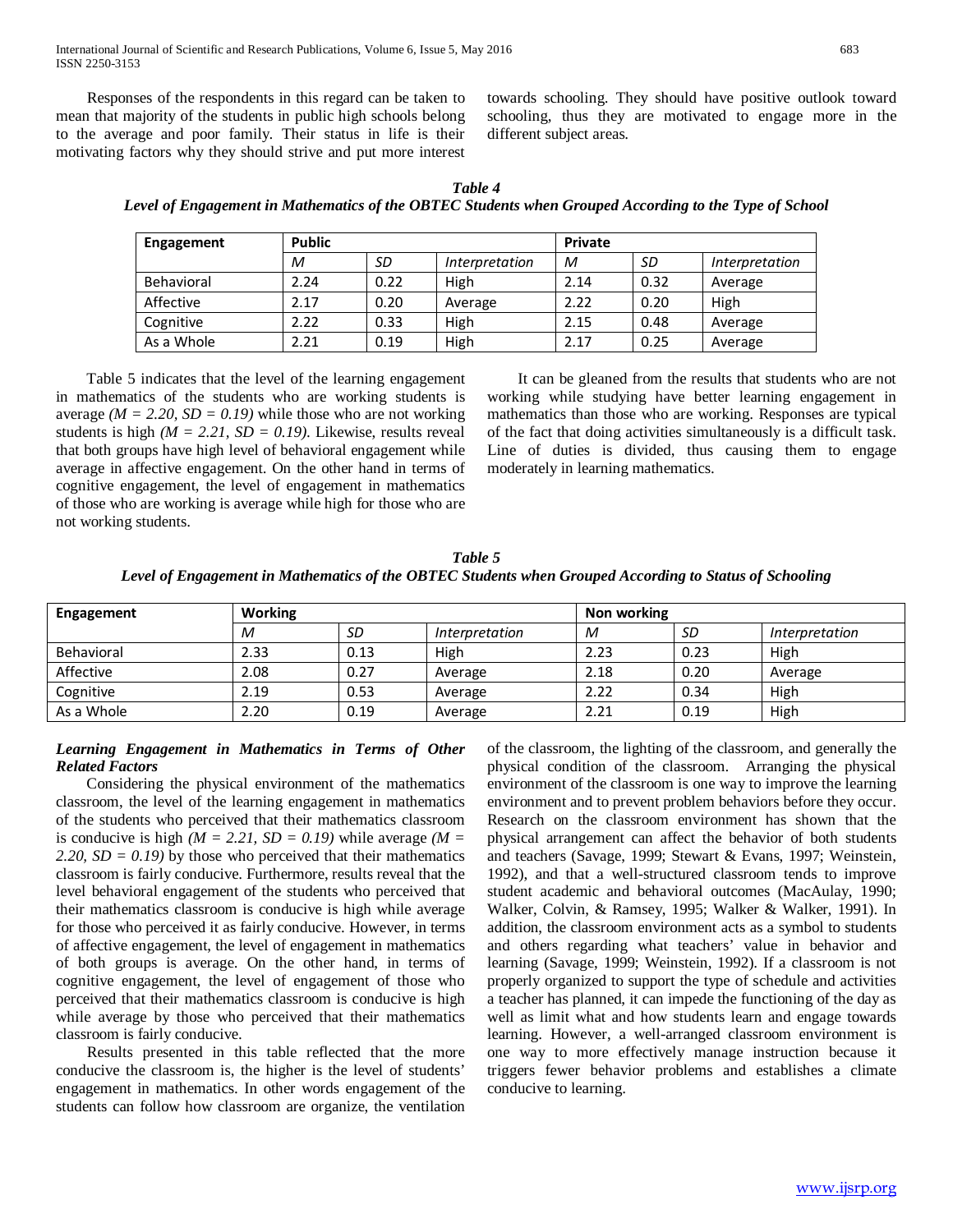Responses of the respondents in this regard can be taken to mean that majority of the students in public high schools belong to the average and poor family. Their status in life is their motivating factors why they should strive and put more interest towards schooling. They should have positive outlook toward schooling, thus they are motivated to engage more in the different subject areas.

***Table 4***
***Level of Engagement in Mathematics of the OBTEC Students when Grouped According to the Type of School***

| Engagement | Public | | | Private | | |
|---|---|---|---|---|---|---|
| | *M* | *SD* | *Interpretation* | *M* | *SD* | *Interpretation* |
| Behavioral | 2.24 | 0.22 | High | 2.14 | 0.32 | Average |
| Affective | 2.17 | 0.20 | Average | 2.22 | 0.20 | High |
| Cognitive | 2.22 | 0.33 | High | 2.15 | 0.48 | Average |
| As a Whole | 2.21 | 0.19 | High | 2.17 | 0.25 | Average |

Table 5 indicates that the level of the learning engagement in mathematics of the students who are working students is average *(M = 2.20, SD = 0.19)* while those who are not working students is high *(M = 2.21, SD = 0.19)*. Likewise, results reveal that both groups have high level of behavioral engagement while average in affective engagement. On the other hand in terms of cognitive engagement, the level of engagement in mathematics of those who are working is average while high for those who are not working students.

It can be gleaned from the results that students who are not working while studying have better learning engagement in mathematics than those who are working. Responses are typical of the fact that doing activities simultaneously is a difficult task. Line of duties is divided, thus causing them to engage moderately in learning mathematics.

***Table 5***
***Level of Engagement in Mathematics of the OBTEC Students when Grouped According to Status of Schooling***

| Engagement | Working | | | Non working | | |
|---|---|---|---|---|---|---|
| | *M* | *SD* | *Interpretation* | *M* | *SD* | *Interpretation* |
| Behavioral | 2.33 | 0.13 | High | 2.23 | 0.23 | High |
| Affective | 2.08 | 0.27 | Average | 2.18 | 0.20 | Average |
| Cognitive | 2.19 | 0.53 | Average | 2.22 | 0.34 | High |
| As a Whole | 2.20 | 0.19 | Average | 2.21 | 0.19 | High |

***Learning Engagement in Mathematics in Terms of Other Related Factors***

Considering the physical environment of the mathematics classroom, the level of the learning engagement in mathematics of the students who perceived that their mathematics classroom is conducive is high *(M = 2.21, SD = 0.19)* while average *(M = 2.20, SD = 0.19)* by those who perceived that their mathematics classroom is fairly conducive. Furthermore, results reveal that the level behavioral engagement of the students who perceived that their mathematics classroom is conducive is high while average for those who perceived it as fairly conducive. However, in terms of affective engagement, the level of engagement in mathematics of both groups is average. On the other hand, in terms of cognitive engagement, the level of engagement of those who perceived that their mathematics classroom is conducive is high while average by those who perceived that their mathematics classroom is fairly conducive.

Results presented in this table reflected that the more conducive the classroom is, the higher is the level of students' engagement in mathematics. In other words engagement of the students can follow how classroom are organize, the ventilation of the classroom, the lighting of the classroom, and generally the physical condition of the classroom. Arranging the physical environment of the classroom is one way to improve the learning environment and to prevent problem behaviors before they occur. Research on the classroom environment has shown that the physical arrangement can affect the behavior of both students and teachers (Savage, 1999; Stewart & Evans, 1997; Weinstein, 1992), and that a well-structured classroom tends to improve student academic and behavioral outcomes (MacAulay, 1990; Walker, Colvin, & Ramsey, 1995; Walker & Walker, 1991). In addition, the classroom environment acts as a symbol to students and others regarding what teachers' value in behavior and learning (Savage, 1999; Weinstein, 1992). If a classroom is not properly organized to support the type of schedule and activities a teacher has planned, it can impede the functioning of the day as well as limit what and how students learn and engage towards learning. However, a well-arranged classroom environment is one way to more effectively manage instruction because it triggers fewer behavior problems and establishes a climate conducive to learning.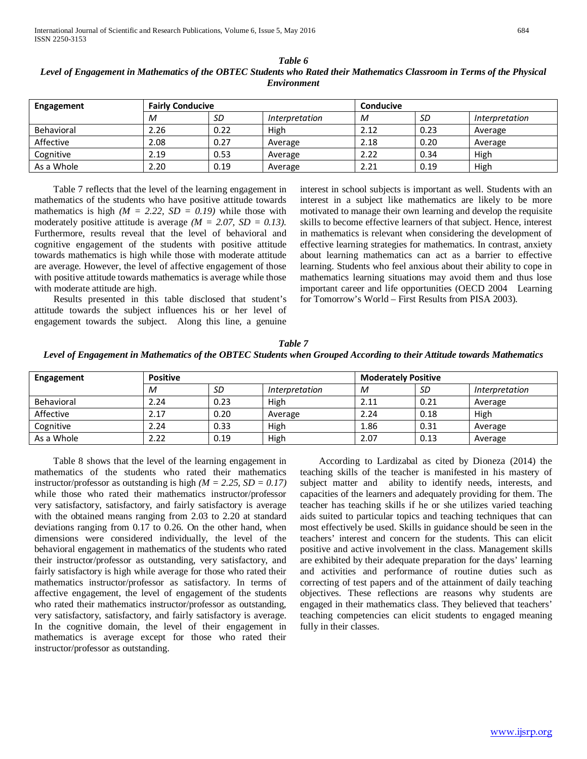*Table 6*

***Level of Engagement in Mathematics of the OBTEC Students who Rated their Mathematics Classroom in Terms of the Physical Environment***

| Engagement | Fairly Conducive | | | Conducive | | |
|---|---|---|---|---|---|---|
| | *M* | *SD* | *Interpretation* | *M* | *SD* | *Interpretation* |
| Behavioral | 2.26 | 0.22 | High | 2.12 | 0.23 | Average |
| Affective | 2.08 | 0.27 | Average | 2.18 | 0.20 | Average |
| Cognitive | 2.19 | 0.53 | Average | 2.22 | 0.34 | High |
| As a Whole | 2.20 | 0.19 | Average | 2.21 | 0.19 | High |

Table 7 reflects that the level of the learning engagement in mathematics of the students who have positive attitude towards mathematics is high *(M = 2.22, SD = 0.19)* while those with moderately positive attitude is average *(M = 2.07, SD = 0.13).* Furthermore, results reveal that the level of behavioral and cognitive engagement of the students with positive attitude towards mathematics is high while those with moderate attitude are average. However, the level of affective engagement of those with positive attitude towards mathematics is average while those with moderate attitude are high.

Results presented in this table disclosed that student's attitude towards the subject influences his or her level of engagement towards the subject. Along this line, a genuine interest in school subjects is important as well. Students with an interest in a subject like mathematics are likely to be more motivated to manage their own learning and develop the requisite skills to become effective learners of that subject. Hence, interest in mathematics is relevant when considering the development of effective learning strategies for mathematics. In contrast, anxiety about learning mathematics can act as a barrier to effective learning. Students who feel anxious about their ability to cope in mathematics learning situations may avoid them and thus lose important career and life opportunities (OECD 2004 Learning for Tomorrow's World – First Results from PISA 2003).

*Table 7*

***Level of Engagement in Mathematics of the OBTEC Students when Grouped According to their Attitude towards Mathematics***

| Engagement | Positive | | | Moderately Positive | | |
|---|---|---|---|---|---|---|
| | *M* | *SD* | *Interpretation* | *M* | *SD* | *Interpretation* |
| Behavioral | 2.24 | 0.23 | High | 2.11 | 0.21 | Average |
| Affective | 2.17 | 0.20 | Average | 2.24 | 0.18 | High |
| Cognitive | 2.24 | 0.33 | High | 1.86 | 0.31 | Average |
| As a Whole | 2.22 | 0.19 | High | 2.07 | 0.13 | Average |

Table 8 shows that the level of the learning engagement in mathematics of the students who rated their mathematics instructor/professor as outstanding is high *(M = 2.25, SD = 0.17)* while those who rated their mathematics instructor/professor very satisfactory, satisfactory, and fairly satisfactory is average with the obtained means ranging from 2.03 to 2.20 at standard deviations ranging from 0.17 to 0.26. On the other hand, when dimensions were considered individually, the level of the behavioral engagement in mathematics of the students who rated their instructor/professor as outstanding, very satisfactory, and fairly satisfactory is high while average for those who rated their mathematics instructor/professor as satisfactory. In terms of affective engagement, the level of engagement of the students who rated their mathematics instructor/professor as outstanding, very satisfactory, satisfactory, and fairly satisfactory is average. In the cognitive domain, the level of their engagement in mathematics is average except for those who rated their instructor/professor as outstanding.

According to Lardizabal as cited by Dioneza (2014) the teaching skills of the teacher is manifested in his mastery of subject matter and ability to identify needs, interests, and capacities of the learners and adequately providing for them. The teacher has teaching skills if he or she utilizes varied teaching aids suited to particular topics and teaching techniques that can most effectively be used. Skills in guidance should be seen in the teachers' interest and concern for the students. This can elicit positive and active involvement in the class. Management skills are exhibited by their adequate preparation for the days' learning and activities and performance of routine duties such as correcting of test papers and of the attainment of daily teaching objectives. These reflections are reasons why students are engaged in their mathematics class. They believed that teachers' teaching competencies can elicit students to engaged meaning fully in their classes.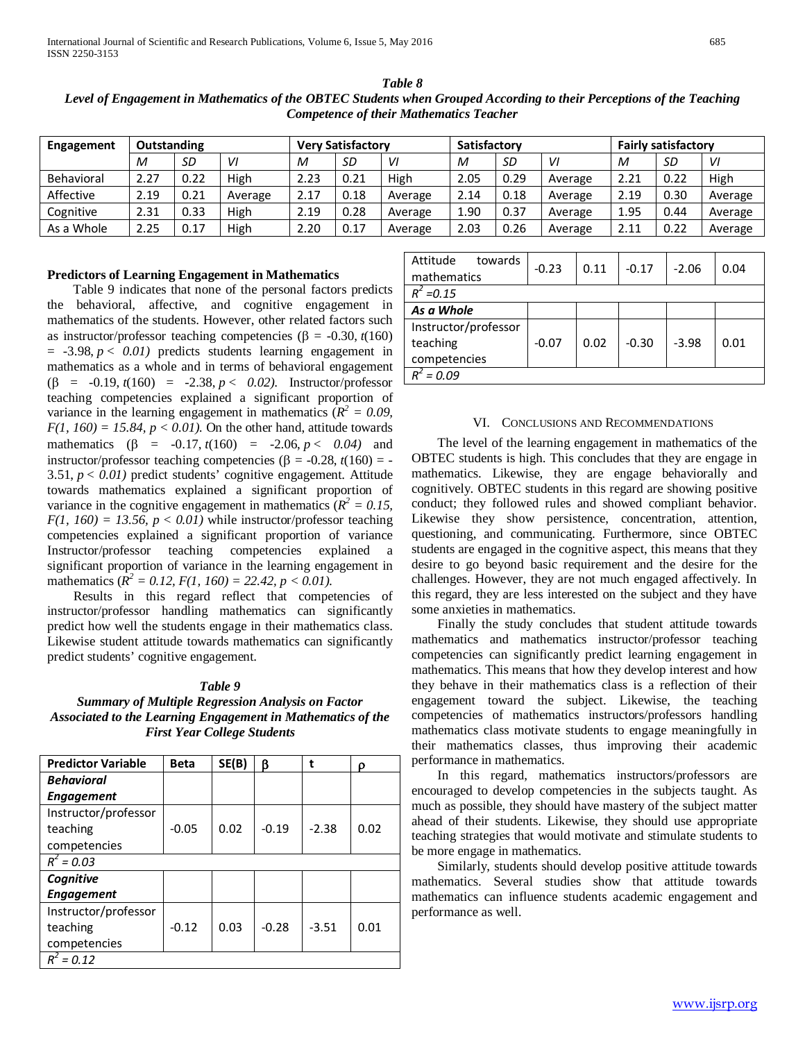*Table 8*
***Level of Engagement in Mathematics of the OBTEC Students when Grouped According to their Perceptions of the Teaching Competence of their Mathematics Teacher***

| Engagement | Outstanding | | | Very Satisfactory | | | Satisfactory | | | Fairly satisfactory | | |
|---|---|---|---|---|---|---|---|---|---|---|---|---|
| | *M* | *SD* | *VI* | *M* | *SD* | *VI* | *M* | *SD* | *VI* | *M* | *SD* | *VI* |
| Behavioral | 2.27 | 0.22 | High | 2.23 | 0.21 | High | 2.05 | 0.29 | Average | 2.21 | 0.22 | High |
| Affective | 2.19 | 0.21 | Average | 2.17 | 0.18 | Average | 2.14 | 0.18 | Average | 2.19 | 0.30 | Average |
| Cognitive | 2.31 | 0.33 | High | 2.19 | 0.28 | Average | 1.90 | 0.37 | Average | 1.95 | 0.44 | Average |
| As a Whole | 2.25 | 0.17 | High | 2.20 | 0.17 | Average | 2.03 | 0.26 | Average | 2.11 | 0.22 | Average |

**Predictors of Learning Engagement in Mathematics**

Table 9 indicates that none of the personal factors predicts the behavioral, affective, and cognitive engagement in mathematics of the students. However, other related factors such as instructor/professor teaching competencies ($\beta$ = -0.30, $t(160) = -3.98, p < 0.01$) predicts students learning engagement in mathematics as a whole and in terms of behavioral engagement ($\beta$ = -0.19, $t(160) = -2.38, p < 0.02$). Instructor/professor teaching competencies explained a significant proportion of variance in the learning engagement in mathematics ($R^2 = 0.09, F(1, 160) = 15.84, p < 0.01$). On the other hand, attitude towards mathematics ($\beta$ = -0.17, $t(160) = -2.06, p < 0.04$) and instructor/professor teaching competencies ($\beta$ = -0.28, $t(160) = -3.51, p < 0.01$) predict students' cognitive engagement. Attitude towards mathematics explained a significant proportion of variance in the cognitive engagement in mathematics ($R^2 = 0.15, F(1, 160) = 13.56, p < 0.01$) while instructor/professor teaching competencies explained a significant proportion of variance Instructor/professor teaching competencies explained a significant proportion of variance in the learning engagement in mathematics ($R^2 = 0.12, F(1, 160) = 22.42, p < 0.01$).

Results in this regard reflect that competencies of instructor/professor handling mathematics can significantly predict how well the students engage in their mathematics class. Likewise student attitude towards mathematics can significantly predict students' cognitive engagement.

*Table 9*
***Summary of Multiple Regression Analysis on Factor Associated to the Learning Engagement in Mathematics of the First Year College Students***

| Predictor Variable | Beta | SE(B) | β | t | ρ |
|---|---|---|---|---|---|
| ***Behavioral Engagement*** | | | | | |
| Instructor/professor teaching competencies | -0.05 | 0.02 | -0.19 | -2.38 | 0.02 |
| $R^2 = 0.03$ | | | | | |
| ***Cognitive Engagement*** | | | | | |
| Instructor/professor teaching competencies | -0.12 | 0.03 | -0.28 | -3.51 | 0.01 |
| $R^2 = 0.12$ | | | | | |
| Attitude towards mathematics | -0.23 | 0.11 | -0.17 | -2.06 | 0.04 |
| $R^2 = 0.15$ | | | | | |
| ***As a Whole*** | | | | | |
| Instructor/professor teaching competencies | -0.07 | 0.02 | -0.30 | -3.98 | 0.01 |
| $R^2 = 0.09$ | | | | | |

## VI. Conclusions and Recommendations

The level of the learning engagement in mathematics of the OBTEC students is high. This concludes that they are engage in mathematics. Likewise, they are engage behaviorally and cognitively. OBTEC students in this regard are showing positive conduct; they followed rules and showed compliant behavior. Likewise they show persistence, concentration, attention, questioning, and communicating. Furthermore, since OBTEC students are engaged in the cognitive aspect, this means that they desire to go beyond basic requirement and the desire for the challenges. However, they are not much engaged affectively. In this regard, they are less interested on the subject and they have some anxieties in mathematics.

Finally the study concludes that student attitude towards mathematics and mathematics instructor/professor teaching competencies can significantly predict learning engagement in mathematics. This means that how they develop interest and how they behave in their mathematics class is a reflection of their engagement toward the subject. Likewise, the teaching competencies of mathematics instructors/professors handling mathematics class motivate students to engage meaningfully in their mathematics classes, thus improving their academic performance in mathematics.

In this regard, mathematics instructors/professors are encouraged to develop competencies in the subjects taught. As much as possible, they should have mastery of the subject matter ahead of their students. Likewise, they should use appropriate teaching strategies that would motivate and stimulate students to be more engage in mathematics.

Similarly, students should develop positive attitude towards mathematics. Several studies show that attitude towards mathematics can influence students academic engagement and performance as well.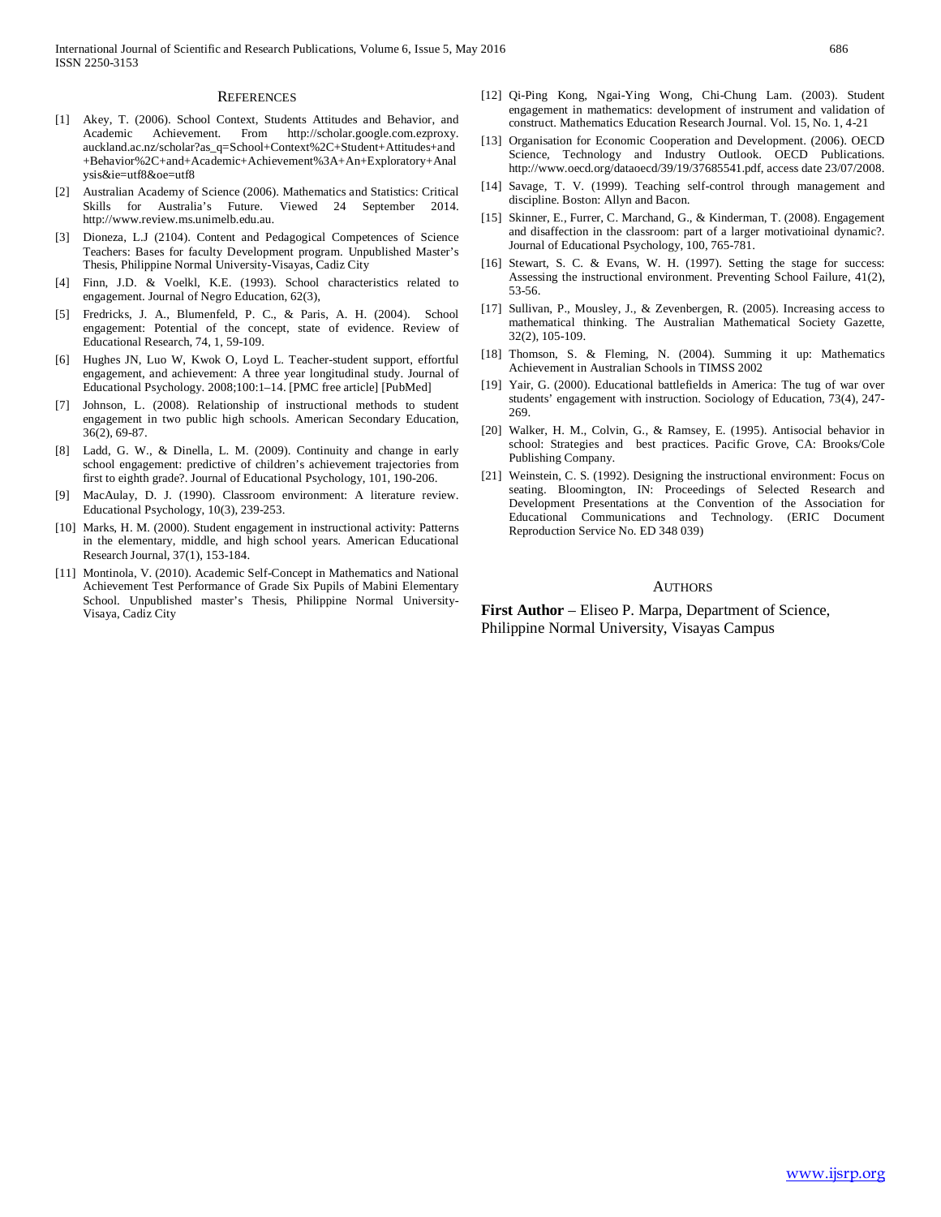## REFERENCES

[1] Akey, T. (2006). School Context, Students Attitudes and Behavior, and Academic Achievement. From http://scholar.google.com.ezproxy.auckland.ac.nz/scholar?as_q=School+Context%2C+Student+Attitudes+and+Behavior%2C+and+Academic+Achievement%3A+An+Exploratory+Analysis&ie=utf8&oe=utf8

[2] Australian Academy of Science (2006). Mathematics and Statistics: Critical Skills for Australia's Future. Viewed 24 September 2014. http://www.review.ms.unimelb.edu.au.

[3] Dioneza, L.J (2104). Content and Pedagogical Competences of Science Teachers: Bases for faculty Development program. Unpublished Master's Thesis, Philippine Normal University-Visayas, Cadiz City

[4] Finn, J.D. & Voelkl, K.E. (1993). School characteristics related to engagement. Journal of Negro Education, 62(3),

[5] Fredricks, J. A., Blumenfeld, P. C., & Paris, A. H. (2004). School engagement: Potential of the concept, state of evidence. Review of Educational Research, 74, 1, 59-109.

[6] Hughes JN, Luo W, Kwok O, Loyd L. Teacher-student support, effortful engagement, and achievement: A three year longitudinal study. Journal of Educational Psychology. 2008;100:1–14. [PMC free article] [PubMed]

[7] Johnson, L. (2008). Relationship of instructional methods to student engagement in two public high schools. American Secondary Education, 36(2), 69-87.

[8] Ladd, G. W., & Dinella, L. M. (2009). Continuity and change in early school engagement: predictive of children's achievement trajectories from first to eighth grade?. Journal of Educational Psychology, 101, 190-206.

[9] MacAulay, D. J. (1990). Classroom environment: A literature review. Educational Psychology, 10(3), 239-253.

[10] Marks, H. M. (2000). Student engagement in instructional activity: Patterns in the elementary, middle, and high school years. American Educational Research Journal, 37(1), 153-184.

[11] Montinola, V. (2010). Academic Self-Concept in Mathematics and National Achievement Test Performance of Grade Six Pupils of Mabini Elementary School. Unpublished master's Thesis, Philippine Normal University-Visaya, Cadiz City

[12] Qi-Ping Kong, Ngai-Ying Wong, Chi-Chung Lam. (2003). Student engagement in mathematics: development of instrument and validation of construct. Mathematics Education Research Journal. Vol. 15, No. 1, 4-21

[13] Organisation for Economic Cooperation and Development. (2006). OECD Science, Technology and Industry Outlook. OECD Publications. http://www.oecd.org/dataoecd/39/19/37685541.pdf, access date 23/07/2008.

[14] Savage, T. V. (1999). Teaching self-control through management and discipline. Boston: Allyn and Bacon.

[15] Skinner, E., Furrer, C. Marchand, G., & Kinderman, T. (2008). Engagement and disaffection in the classroom: part of a larger motivatioinal dynamic?. Journal of Educational Psychology, 100, 765-781.

[16] Stewart, S. C. & Evans, W. H. (1997). Setting the stage for success: Assessing the instructional environment. Preventing School Failure, 41(2), 53-56.

[17] Sullivan, P., Mousley, J., & Zevenbergen, R. (2005). Increasing access to mathematical thinking. The Australian Mathematical Society Gazette, 32(2), 105-109.

[18] Thomson, S. & Fleming, N. (2004). Summing it up: Mathematics Achievement in Australian Schools in TIMSS 2002

[19] Yair, G. (2000). Educational battlefields in America: The tug of war over students' engagement with instruction. Sociology of Education, 73(4), 247-269.

[20] Walker, H. M., Colvin, G., & Ramsey, E. (1995). Antisocial behavior in school: Strategies and best practices. Pacific Grove, CA: Brooks/Cole Publishing Company.

[21] Weinstein, C. S. (1992). Designing the instructional environment: Focus on seating. Bloomington, IN: Proceedings of Selected Research and Development Presentations at the Convention of the Association for Educational Communications and Technology. (ERIC Document Reproduction Service No. ED 348 039)

## AUTHORS

**First Author** – Eliseo P. Marpa, Department of Science, Philippine Normal University, Visayas Campus